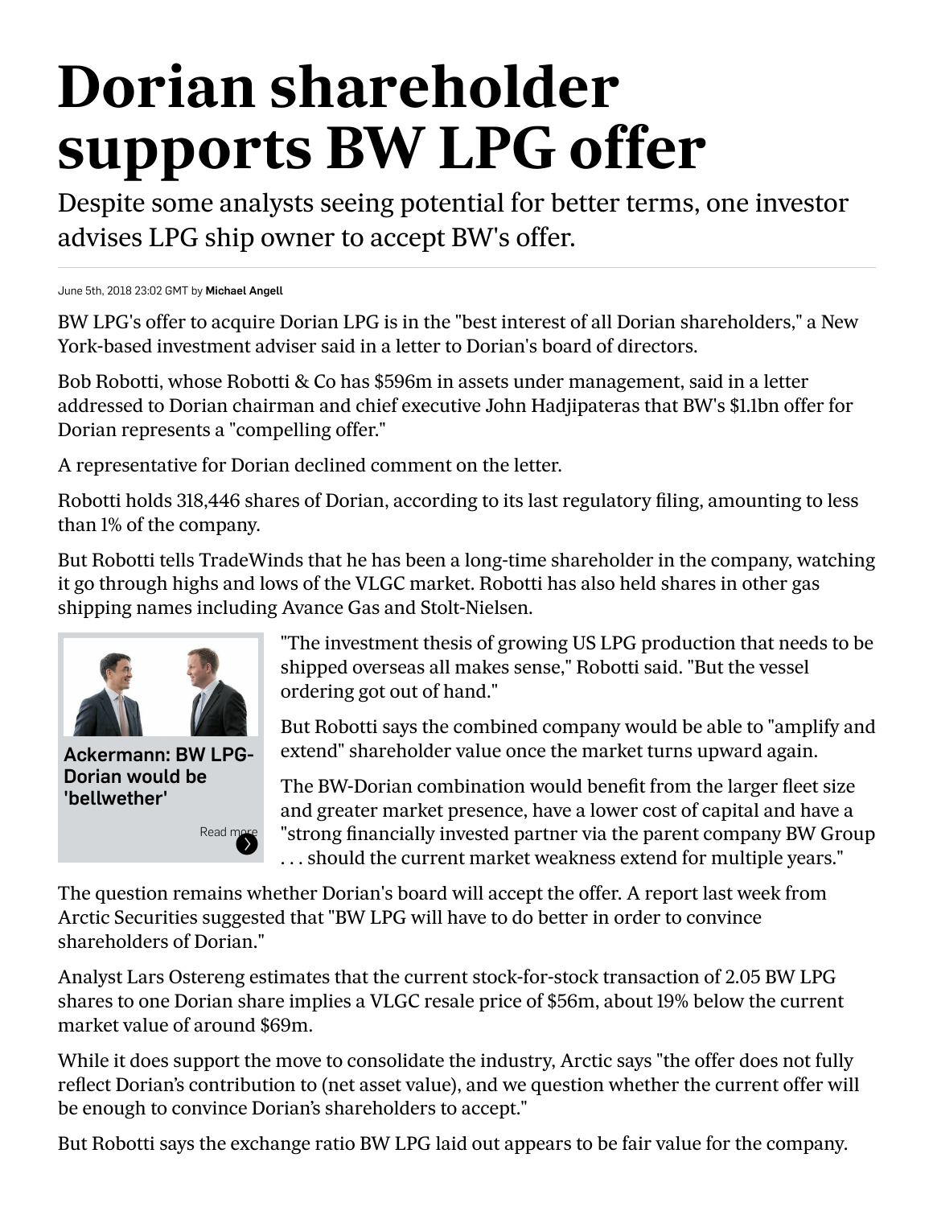# Dorian shareholder supports BW LPG offer

Despite some analysts seeing potential for better terms, one investor advises LPG ship owner to accept BW's offer.

June 5th, 2018 23:02 GMT by **Michael Angell**

BW LPG's offer to acquire Dorian LPG is in the "best interest of all Dorian shareholders," a New York-based investment adviser said in a letter to Dorian's board of directors.

Bob Robotti, whose Robotti & Co has $596m in assets under management, said in a letter addressed to Dorian chairman and chief executive John Hadjipateras that BW's $1.1bn offer for Dorian represents a "compelling offer."

A representative for Dorian declined comment on the letter.

Robotti holds 318,446 shares of Dorian, according to its last regulatory filing, amounting to less than 1% of the company.

But Robotti tells TradeWinds that he has been a long-time shareholder in the company, watching it go through highs and lows of the VLGC market. Robotti has also held shares in other gas shipping names including Avance Gas and Stolt-Nielsen.

**Ackermann: BW LPG-Dorian would be 'bellwether'**

Read more

"The investment thesis of growing US LPG production that needs to be shipped overseas all makes sense," Robotti said. "But the vessel ordering got out of hand."

But Robotti says the combined company would be able to "amplify and extend" shareholder value once the market turns upward again.

The BW-Dorian combination would benefit from the larger fleet size and greater market presence, have a lower cost of capital and have a "strong financially invested partner via the parent company BW Group . . . should the current market weakness extend for multiple years."

The question remains whether Dorian's board will accept the offer. A report last week from Arctic Securities suggested that "BW LPG will have to do better in order to convince shareholders of Dorian."

Analyst Lars Ostereng estimates that the current stock-for-stock transaction of 2.05 BW LPG shares to one Dorian share implies a VLGC resale price of $56m, about 19% below the current market value of around $69m.

While it does support the move to consolidate the industry, Arctic says "the offer does not fully reflect Dorian's contribution to (net asset value), and we question whether the current offer will be enough to convince Dorian's shareholders to accept."

But Robotti says the exchange ratio BW LPG laid out appears to be fair value for the company.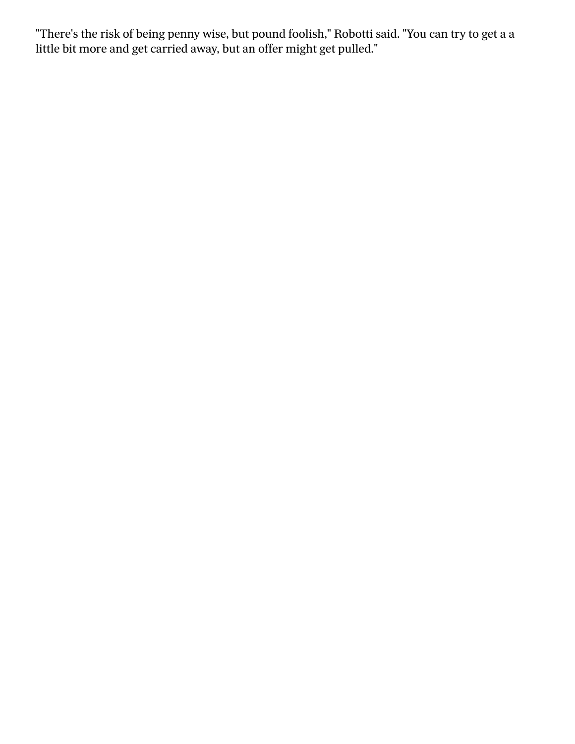"There's the risk of being penny wise, but pound foolish," Robotti said. "You can try to get a a little bit more and get carried away, but an offer might get pulled."